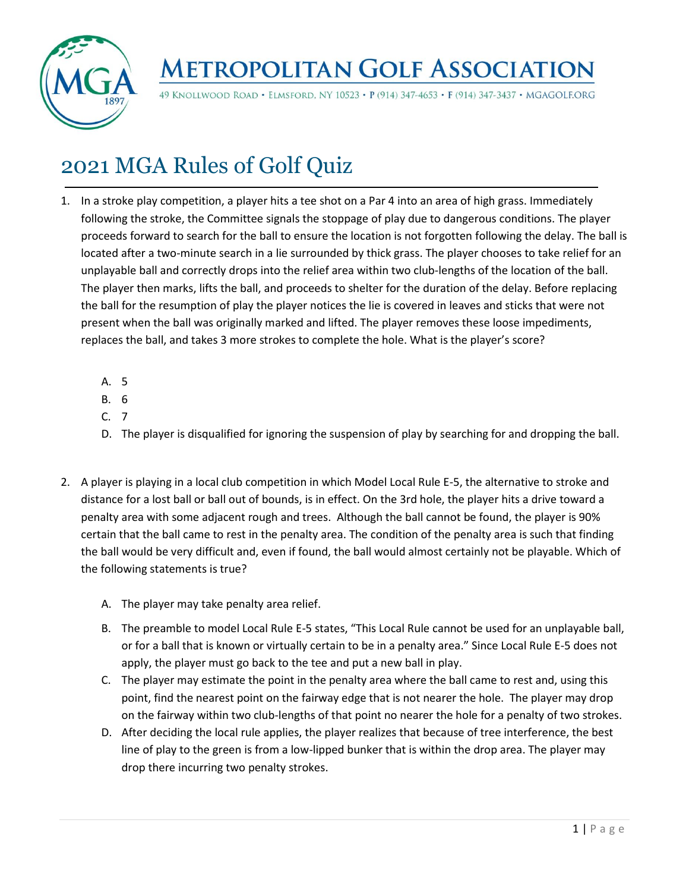# METROPOLITAN GOLF ASSOCIATION

49 KNOLLWOOD ROAD • ELMSFORD, NY 10523 • P (914) 347-4653 • F (914) 347-3437 • MGAGOLF.ORG

# 2021 MGA Rules of Golf Quiz

1. In a stroke play competition, a player hits a tee shot on a Par 4 into an area of high grass. Immediately following the stroke, the Committee signals the stoppage of play due to dangerous conditions. The player proceeds forward to search for the ball to ensure the location is not forgotten following the delay. The ball is located after a two-minute search in a lie surrounded by thick grass. The player chooses to take relief for an unplayable ball and correctly drops into the relief area within two club-lengths of the location of the ball. The player then marks, lifts the ball, and proceeds to shelter for the duration of the delay. Before replacing the ball for the resumption of play the player notices the lie is covered in leaves and sticks that were not present when the ball was originally marked and lifted. The player removes these loose impediments, replaces the ball, and takes 3 more strokes to complete the hole. What is the player's score?

   A. 5
   B. 6
   C. 7
   D. The player is disqualified for ignoring the suspension of play by searching for and dropping the ball.

2. A player is playing in a local club competition in which Model Local Rule E-5, the alternative to stroke and distance for a lost ball or ball out of bounds, is in effect. On the 3rd hole, the player hits a drive toward a penalty area with some adjacent rough and trees. Although the ball cannot be found, the player is 90% certain that the ball came to rest in the penalty area. The condition of the penalty area is such that finding the ball would be very difficult and, even if found, the ball would almost certainly not be playable. Which of the following statements is true?

   A. The player may take penalty area relief.
   B. The preamble to model Local Rule E-5 states, "This Local Rule cannot be used for an unplayable ball, or for a ball that is known or virtually certain to be in a penalty area." Since Local Rule E-5 does not apply, the player must go back to the tee and put a new ball in play.
   C. The player may estimate the point in the penalty area where the ball came to rest and, using this point, find the nearest point on the fairway edge that is not nearer the hole. The player may drop on the fairway within two club-lengths of that point no nearer the hole for a penalty of two strokes.
   D. After deciding the local rule applies, the player realizes that because of tree interference, the best line of play to the green is from a low-lipped bunker that is within the drop area. The player may drop there incurring two penalty strokes.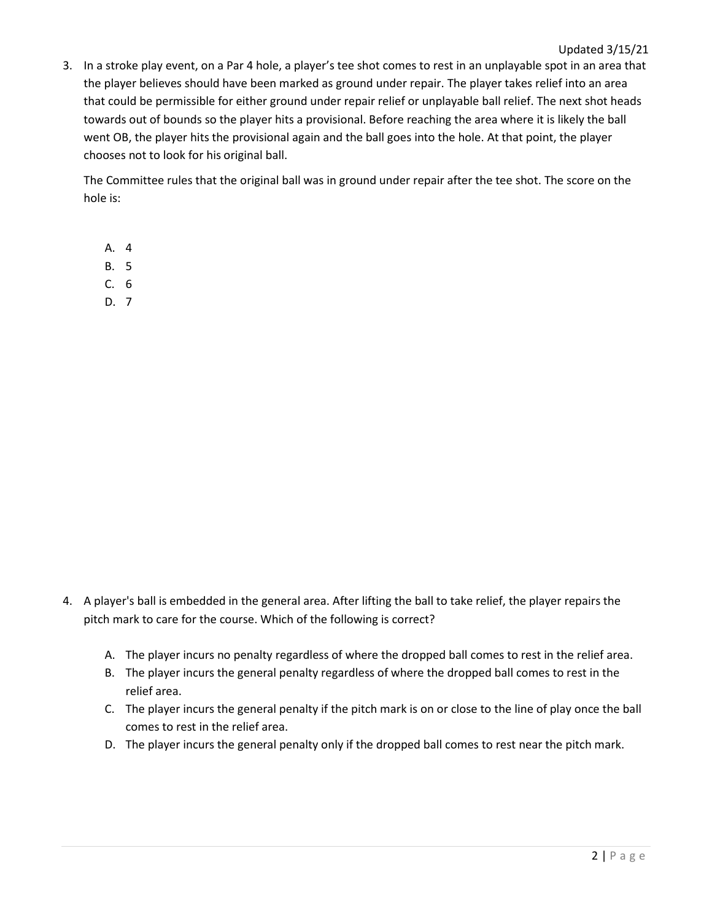3. In a stroke play event, on a Par 4 hole, a player's tee shot comes to rest in an unplayable spot in an area that the player believes should have been marked as ground under repair. The player takes relief into an area that could be permissible for either ground under repair relief or unplayable ball relief. The next shot heads towards out of bounds so the player hits a provisional. Before reaching the area where it is likely the ball went OB, the player hits the provisional again and the ball goes into the hole. At that point, the player chooses not to look for his original ball.

   The Committee rules that the original ball was in ground under repair after the tee shot. The score on the hole is:

   A. 4
   B. 5
   C. 6
   D. 7

4. A player's ball is embedded in the general area. After lifting the ball to take relief, the player repairs the pitch mark to care for the course. Which of the following is correct?

   A. The player incurs no penalty regardless of where the dropped ball comes to rest in the relief area.
   B. The player incurs the general penalty regardless of where the dropped ball comes to rest in the relief area.
   C. The player incurs the general penalty if the pitch mark is on or close to the line of play once the ball comes to rest in the relief area.
   D. The player incurs the general penalty only if the dropped ball comes to rest near the pitch mark.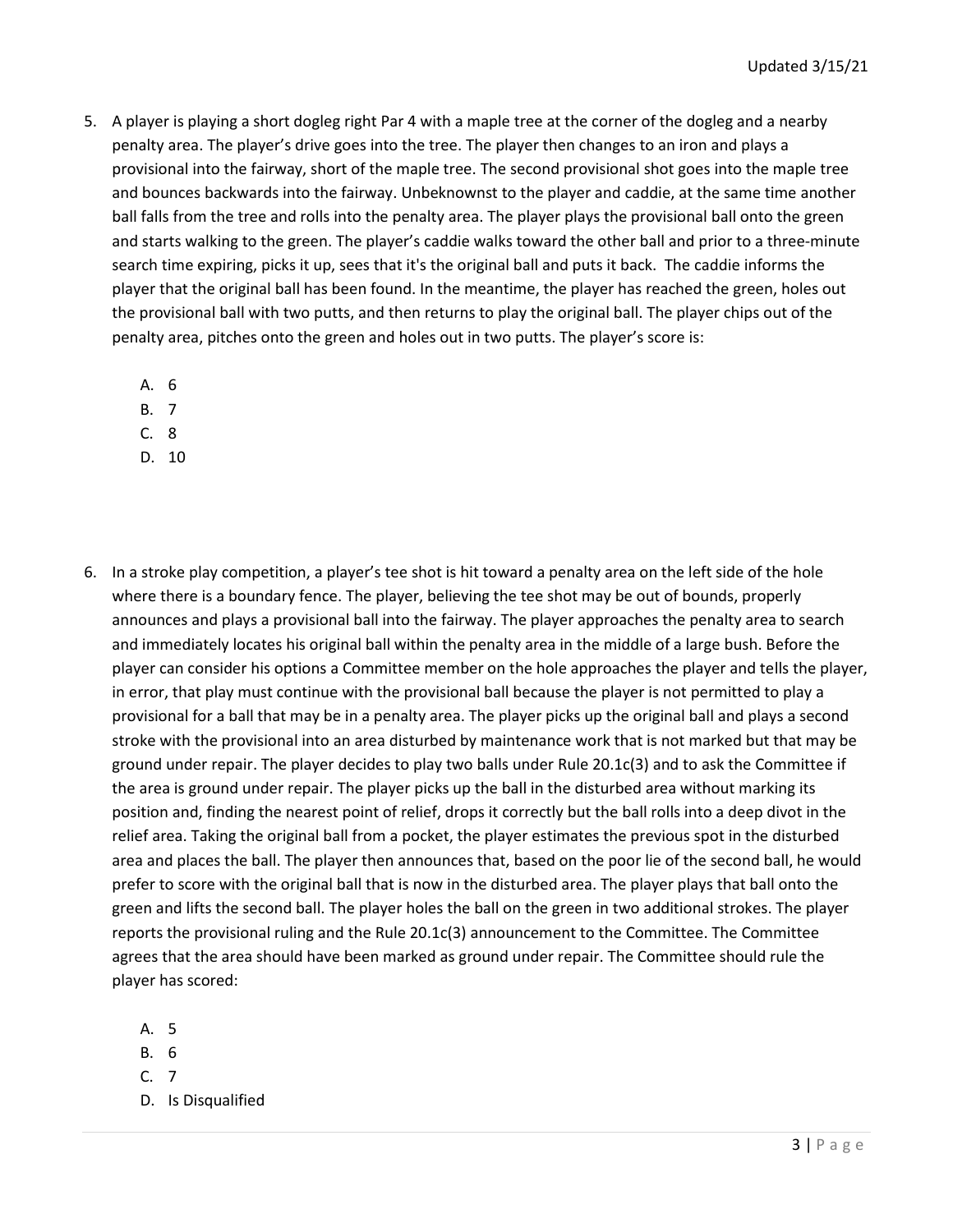5. A player is playing a short dogleg right Par 4 with a maple tree at the corner of the dogleg and a nearby penalty area. The player's drive goes into the tree. The player then changes to an iron and plays a provisional into the fairway, short of the maple tree. The second provisional shot goes into the maple tree and bounces backwards into the fairway. Unbeknownst to the player and caddie, at the same time another ball falls from the tree and rolls into the penalty area. The player plays the provisional ball onto the green and starts walking to the green. The player's caddie walks toward the other ball and prior to a three-minute search time expiring, picks it up, sees that it's the original ball and puts it back. The caddie informs the player that the original ball has been found. In the meantime, the player has reached the green, holes out the provisional ball with two putts, and then returns to play the original ball. The player chips out of the penalty area, pitches onto the green and holes out in two putts. The player's score is:

   A. 6
   B. 7
   C. 8
   D. 10

6. In a stroke play competition, a player's tee shot is hit toward a penalty area on the left side of the hole where there is a boundary fence. The player, believing the tee shot may be out of bounds, properly announces and plays a provisional ball into the fairway. The player approaches the penalty area to search and immediately locates his original ball within the penalty area in the middle of a large bush. Before the player can consider his options a Committee member on the hole approaches the player and tells the player, in error, that play must continue with the provisional ball because the player is not permitted to play a provisional for a ball that may be in a penalty area. The player picks up the original ball and plays a second stroke with the provisional into an area disturbed by maintenance work that is not marked but that may be ground under repair. The player decides to play two balls under Rule 20.1c(3) and to ask the Committee if the area is ground under repair. The player picks up the ball in the disturbed area without marking its position and, finding the nearest point of relief, drops it correctly but the ball rolls into a deep divot in the relief area. Taking the original ball from a pocket, the player estimates the previous spot in the disturbed area and places the ball. The player then announces that, based on the poor lie of the second ball, he would prefer to score with the original ball that is now in the disturbed area. The player plays that ball onto the green and lifts the second ball. The player holes the ball on the green in two additional strokes. The player reports the provisional ruling and the Rule 20.1c(3) announcement to the Committee. The Committee agrees that the area should have been marked as ground under repair. The Committee should rule the player has scored:

   A. 5
   B. 6
   C. 7
   D. Is Disqualified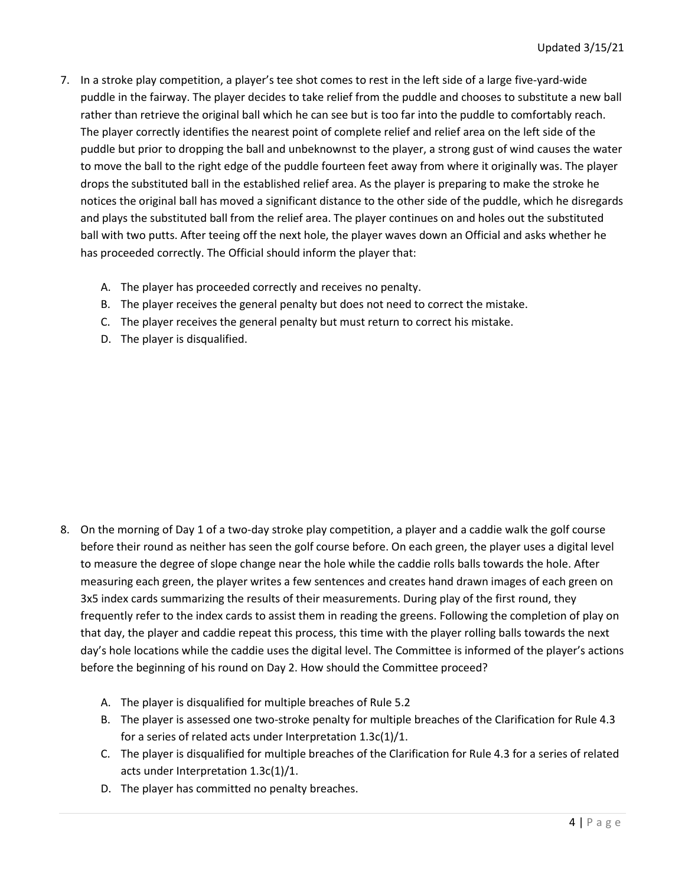7. In a stroke play competition, a player's tee shot comes to rest in the left side of a large five-yard-wide puddle in the fairway. The player decides to take relief from the puddle and chooses to substitute a new ball rather than retrieve the original ball which he can see but is too far into the puddle to comfortably reach. The player correctly identifies the nearest point of complete relief and relief area on the left side of the puddle but prior to dropping the ball and unbeknownst to the player, a strong gust of wind causes the water to move the ball to the right edge of the puddle fourteen feet away from where it originally was. The player drops the substituted ball in the established relief area. As the player is preparing to make the stroke he notices the original ball has moved a significant distance to the other side of the puddle, which he disregards and plays the substituted ball from the relief area. The player continues on and holes out the substituted ball with two putts. After teeing off the next hole, the player waves down an Official and asks whether he has proceeded correctly. The Official should inform the player that:

   A. The player has proceeded correctly and receives no penalty.
   B. The player receives the general penalty but does not need to correct the mistake.
   C. The player receives the general penalty but must return to correct his mistake.
   D. The player is disqualified.

8. On the morning of Day 1 of a two-day stroke play competition, a player and a caddie walk the golf course before their round as neither has seen the golf course before. On each green, the player uses a digital level to measure the degree of slope change near the hole while the caddie rolls balls towards the hole. After measuring each green, the player writes a few sentences and creates hand drawn images of each green on 3x5 index cards summarizing the results of their measurements. During play of the first round, they frequently refer to the index cards to assist them in reading the greens. Following the completion of play on that day, the player and caddie repeat this process, this time with the player rolling balls towards the next day's hole locations while the caddie uses the digital level. The Committee is informed of the player's actions before the beginning of his round on Day 2. How should the Committee proceed?

   A. The player is disqualified for multiple breaches of Rule 5.2
   B. The player is assessed one two-stroke penalty for multiple breaches of the Clarification for Rule 4.3 for a series of related acts under Interpretation 1.3c(1)/1.
   C. The player is disqualified for multiple breaches of the Clarification for Rule 4.3 for a series of related acts under Interpretation 1.3c(1)/1.
   D. The player has committed no penalty breaches.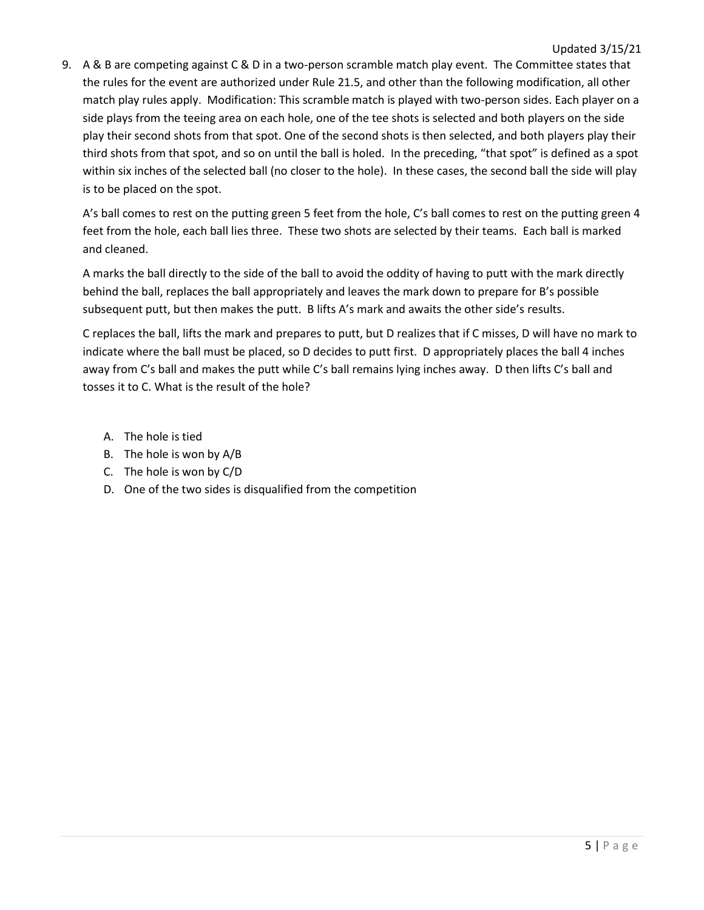9. A & B are competing against C & D in a two-person scramble match play event. The Committee states that the rules for the event are authorized under Rule 21.5, and other than the following modification, all other match play rules apply. Modification: This scramble match is played with two-person sides. Each player on a side plays from the teeing area on each hole, one of the tee shots is selected and both players on the side play their second shots from that spot. One of the second shots is then selected, and both players play their third shots from that spot, and so on until the ball is holed. In the preceding, "that spot" is defined as a spot within six inches of the selected ball (no closer to the hole). In these cases, the second ball the side will play is to be placed on the spot.

   A's ball comes to rest on the putting green 5 feet from the hole, C's ball comes to rest on the putting green 4 feet from the hole, each ball lies three. These two shots are selected by their teams. Each ball is marked and cleaned.

   A marks the ball directly to the side of the ball to avoid the oddity of having to putt with the mark directly behind the ball, replaces the ball appropriately and leaves the mark down to prepare for B's possible subsequent putt, but then makes the putt. B lifts A's mark and awaits the other side's results.

   C replaces the ball, lifts the mark and prepares to putt, but D realizes that if C misses, D will have no mark to indicate where the ball must be placed, so D decides to putt first. D appropriately places the ball 4 inches away from C's ball and makes the putt while C's ball remains lying inches away. D then lifts C's ball and tosses it to C. What is the result of the hole?

   A. The hole is tied
   B. The hole is won by A/B
   C. The hole is won by C/D
   D. One of the two sides is disqualified from the competition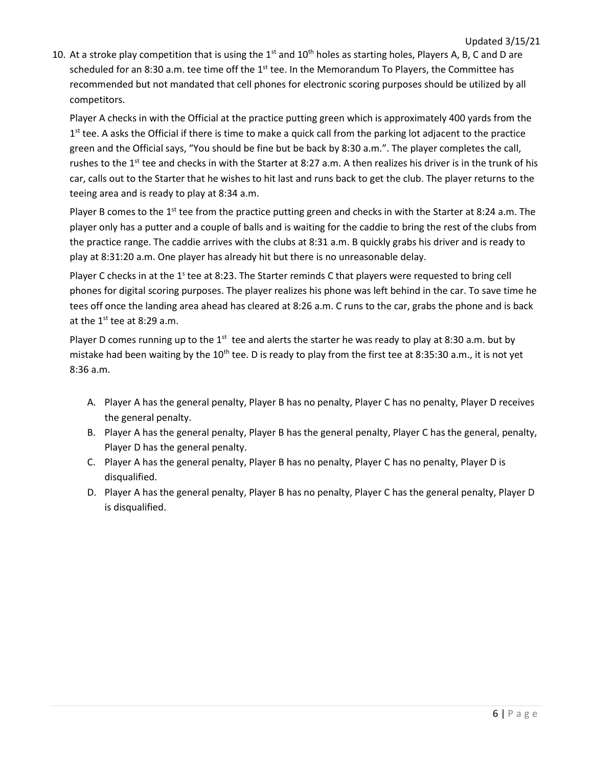10. At a stroke play competition that is using the 1st and 10th holes as starting holes, Players A, B, C and D are scheduled for an 8:30 a.m. tee time off the 1st tee. In the Memorandum To Players, the Committee has recommended but not mandated that cell phones for electronic scoring purposes should be utilized by all competitors.

    Player A checks in with the Official at the practice putting green which is approximately 400 yards from the 1st tee. A asks the Official if there is time to make a quick call from the parking lot adjacent to the practice green and the Official says, "You should be fine but be back by 8:30 a.m.". The player completes the call, rushes to the 1st tee and checks in with the Starter at 8:27 a.m. A then realizes his driver is in the trunk of his car, calls out to the Starter that he wishes to hit last and runs back to get the club. The player returns to the teeing area and is ready to play at 8:34 a.m.

    Player B comes to the 1st tee from the practice putting green and checks in with the Starter at 8:24 a.m. The player only has a putter and a couple of balls and is waiting for the caddie to bring the rest of the clubs from the practice range. The caddie arrives with the clubs at 8:31 a.m. B quickly grabs his driver and is ready to play at 8:31:20 a.m. One player has already hit but there is no unreasonable delay.

    Player C checks in at the 1s tee at 8:23. The Starter reminds C that players were requested to bring cell phones for digital scoring purposes. The player realizes his phone was left behind in the car. To save time he tees off once the landing area ahead has cleared at 8:26 a.m. C runs to the car, grabs the phone and is back at the 1st tee at 8:29 a.m.

    Player D comes running up to the 1st tee and alerts the starter he was ready to play at 8:30 a.m. but by mistake had been waiting by the 10th tee. D is ready to play from the first tee at 8:35:30 a.m., it is not yet 8:36 a.m.

    A. Player A has the general penalty, Player B has no penalty, Player C has no penalty, Player D receives the general penalty.
    B. Player A has the general penalty, Player B has the general penalty, Player C has the general, penalty, Player D has the general penalty.
    C. Player A has the general penalty, Player B has no penalty, Player C has no penalty, Player D is disqualified.
    D. Player A has the general penalty, Player B has no penalty, Player C has the general penalty, Player D is disqualified.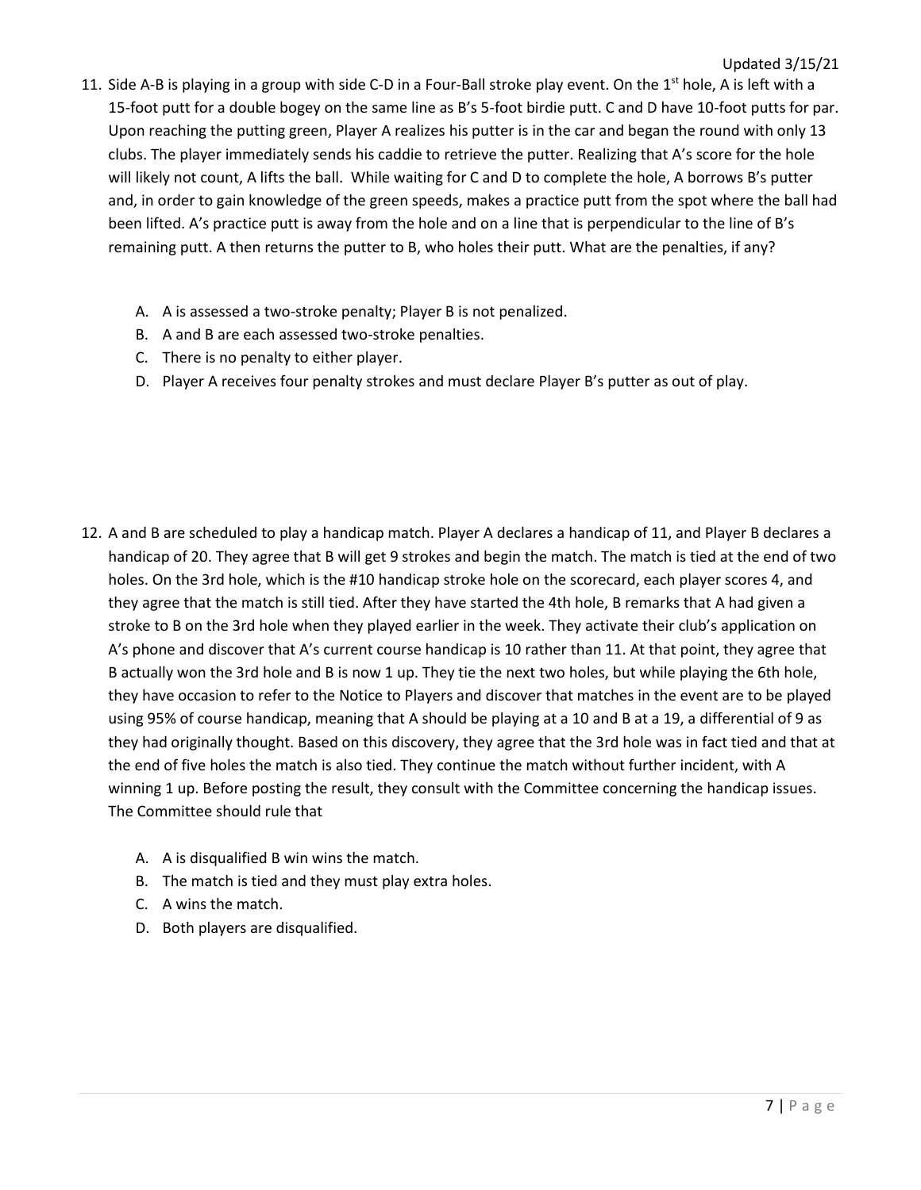11. Side A-B is playing in a group with side C-D in a Four-Ball stroke play event. On the 1st hole, A is left with a 15-foot putt for a double bogey on the same line as B's 5-foot birdie putt. C and D have 10-foot putts for par. Upon reaching the putting green, Player A realizes his putter is in the car and began the round with only 13 clubs. The player immediately sends his caddie to retrieve the putter. Realizing that A's score for the hole will likely not count, A lifts the ball. While waiting for C and D to complete the hole, A borrows B's putter and, in order to gain knowledge of the green speeds, makes a practice putt from the spot where the ball had been lifted. A's practice putt is away from the hole and on a line that is perpendicular to the line of B's remaining putt. A then returns the putter to B, who holes their putt. What are the penalties, if any?

    A. A is assessed a two-stroke penalty; Player B is not penalized.
    B. A and B are each assessed two-stroke penalties.
    C. There is no penalty to either player.
    D. Player A receives four penalty strokes and must declare Player B's putter as out of play.

12. A and B are scheduled to play a handicap match. Player A declares a handicap of 11, and Player B declares a handicap of 20. They agree that B will get 9 strokes and begin the match. The match is tied at the end of two holes. On the 3rd hole, which is the #10 handicap stroke hole on the scorecard, each player scores 4, and they agree that the match is still tied. After they have started the 4th hole, B remarks that A had given a stroke to B on the 3rd hole when they played earlier in the week. They activate their club's application on A's phone and discover that A's current course handicap is 10 rather than 11. At that point, they agree that B actually won the 3rd hole and B is now 1 up. They tie the next two holes, but while playing the 6th hole, they have occasion to refer to the Notice to Players and discover that matches in the event are to be played using 95% of course handicap, meaning that A should be playing at a 10 and B at a 19, a differential of 9 as they had originally thought. Based on this discovery, they agree that the 3rd hole was in fact tied and that at the end of five holes the match is also tied. They continue the match without further incident, with A winning 1 up. Before posting the result, they consult with the Committee concerning the handicap issues. The Committee should rule that

    A. A is disqualified B win wins the match.
    B. The match is tied and they must play extra holes.
    C. A wins the match.
    D. Both players are disqualified.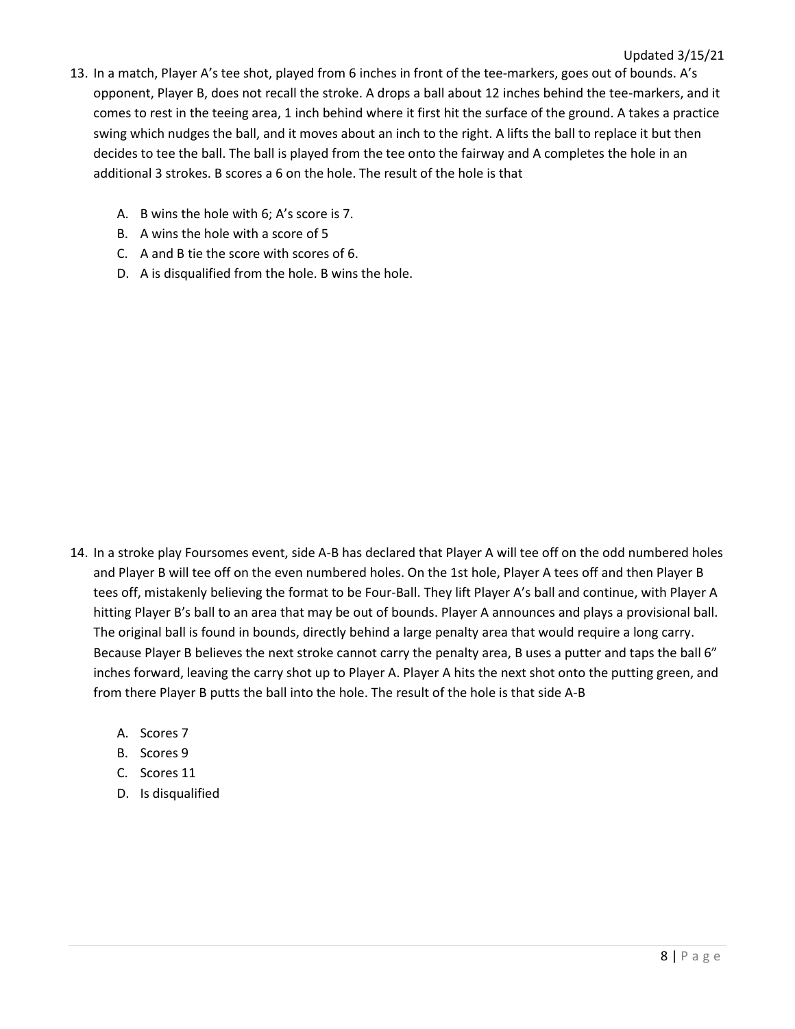13. In a match, Player A's tee shot, played from 6 inches in front of the tee-markers, goes out of bounds. A's opponent, Player B, does not recall the stroke. A drops a ball about 12 inches behind the tee-markers, and it comes to rest in the teeing area, 1 inch behind where it first hit the surface of the ground. A takes a practice swing which nudges the ball, and it moves about an inch to the right. A lifts the ball to replace it but then decides to tee the ball. The ball is played from the tee onto the fairway and A completes the hole in an additional 3 strokes. B scores a 6 on the hole. The result of the hole is that

    A. B wins the hole with 6; A's score is 7.
    B. A wins the hole with a score of 5
    C. A and B tie the score with scores of 6.
    D. A is disqualified from the hole. B wins the hole.

14. In a stroke play Foursomes event, side A-B has declared that Player A will tee off on the odd numbered holes and Player B will tee off on the even numbered holes. On the 1st hole, Player A tees off and then Player B tees off, mistakenly believing the format to be Four-Ball. They lift Player A's ball and continue, with Player A hitting Player B's ball to an area that may be out of bounds. Player A announces and plays a provisional ball. The original ball is found in bounds, directly behind a large penalty area that would require a long carry. Because Player B believes the next stroke cannot carry the penalty area, B uses a putter and taps the ball 6" inches forward, leaving the carry shot up to Player A. Player A hits the next shot onto the putting green, and from there Player B putts the ball into the hole. The result of the hole is that side A-B

    A. Scores 7
    B. Scores 9
    C. Scores 11
    D. Is disqualified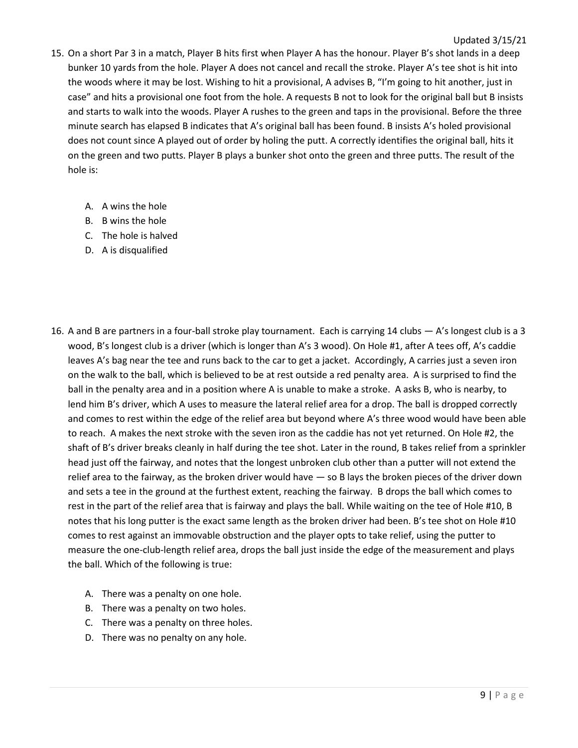15. On a short Par 3 in a match, Player B hits first when Player A has the honour. Player B's shot lands in a deep bunker 10 yards from the hole. Player A does not cancel and recall the stroke. Player A's tee shot is hit into the woods where it may be lost. Wishing to hit a provisional, A advises B, "I'm going to hit another, just in case" and hits a provisional one foot from the hole. A requests B not to look for the original ball but B insists and starts to walk into the woods. Player A rushes to the green and taps in the provisional. Before the three minute search has elapsed B indicates that A's original ball has been found. B insists A's holed provisional does not count since A played out of order by holing the putt. A correctly identifies the original ball, hits it on the green and two putts. Player B plays a bunker shot onto the green and three putts. The result of the hole is:

    A. A wins the hole
    B. B wins the hole
    C. The hole is halved
    D. A is disqualified

16. A and B are partners in a four-ball stroke play tournament. Each is carrying 14 clubs — A's longest club is a 3 wood, B's longest club is a driver (which is longer than A's 3 wood). On Hole #1, after A tees off, A's caddie leaves A's bag near the tee and runs back to the car to get a jacket. Accordingly, A carries just a seven iron on the walk to the ball, which is believed to be at rest outside a red penalty area. A is surprised to find the ball in the penalty area and in a position where A is unable to make a stroke. A asks B, who is nearby, to lend him B's driver, which A uses to measure the lateral relief area for a drop. The ball is dropped correctly and comes to rest within the edge of the relief area but beyond where A's three wood would have been able to reach. A makes the next stroke with the seven iron as the caddie has not yet returned. On Hole #2, the shaft of B's driver breaks cleanly in half during the tee shot. Later in the round, B takes relief from a sprinkler head just off the fairway, and notes that the longest unbroken club other than a putter will not extend the relief area to the fairway, as the broken driver would have — so B lays the broken pieces of the driver down and sets a tee in the ground at the furthest extent, reaching the fairway. B drops the ball which comes to rest in the part of the relief area that is fairway and plays the ball. While waiting on the tee of Hole #10, B notes that his long putter is the exact same length as the broken driver had been. B's tee shot on Hole #10 comes to rest against an immovable obstruction and the player opts to take relief, using the putter to measure the one-club-length relief area, drops the ball just inside the edge of the measurement and plays the ball. Which of the following is true:

    A. There was a penalty on one hole.
    B. There was a penalty on two holes.
    C. There was a penalty on three holes.
    D. There was no penalty on any hole.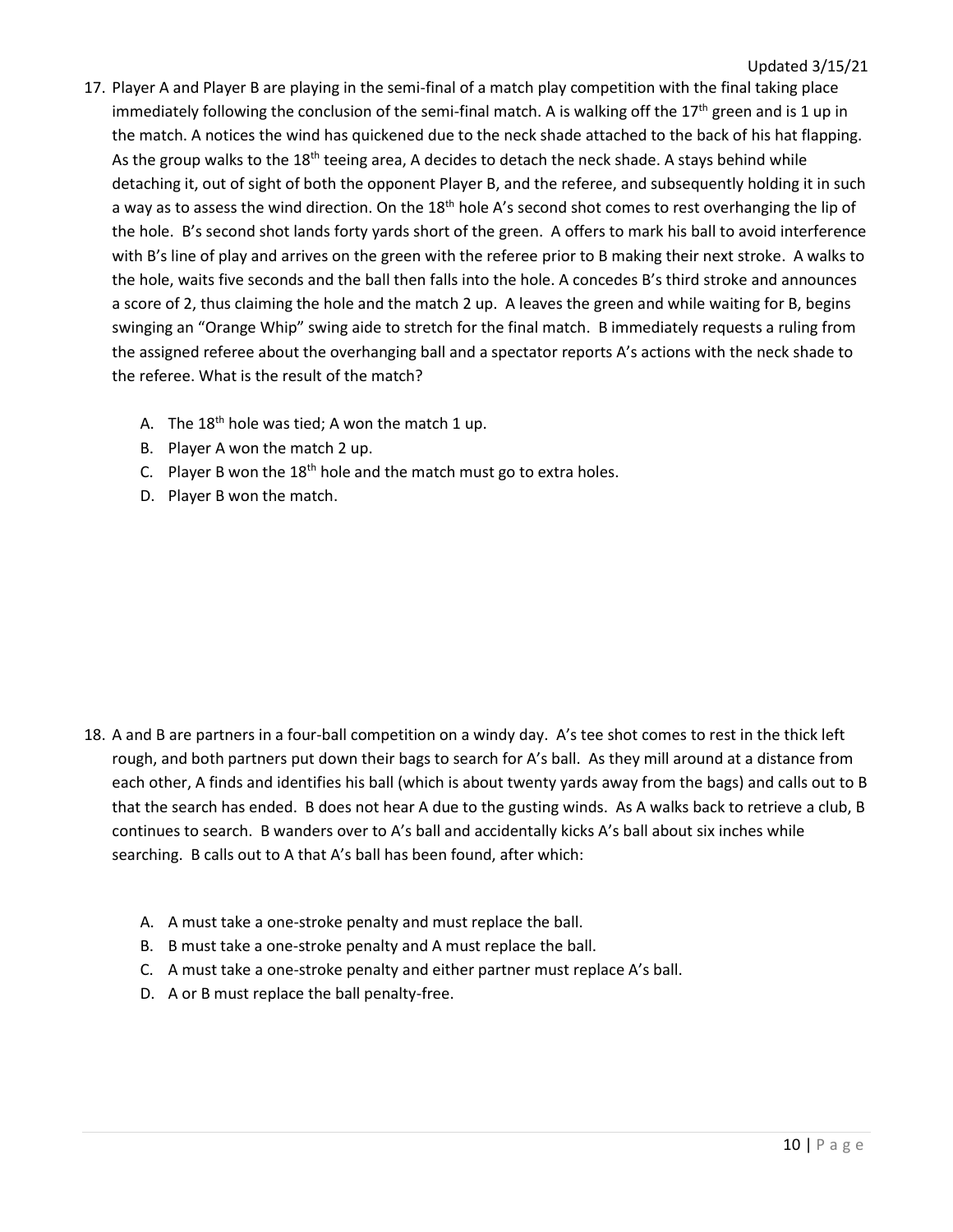17. Player A and Player B are playing in the semi-final of a match play competition with the final taking place immediately following the conclusion of the semi-final match. A is walking off the 17th green and is 1 up in the match. A notices the wind has quickened due to the neck shade attached to the back of his hat flapping. As the group walks to the 18th teeing area, A decides to detach the neck shade. A stays behind while detaching it, out of sight of both the opponent Player B, and the referee, and subsequently holding it in such a way as to assess the wind direction. On the 18th hole A's second shot comes to rest overhanging the lip of the hole. B's second shot lands forty yards short of the green. A offers to mark his ball to avoid interference with B's line of play and arrives on the green with the referee prior to B making their next stroke. A walks to the hole, waits five seconds and the ball then falls into the hole. A concedes B's third stroke and announces a score of 2, thus claiming the hole and the match 2 up. A leaves the green and while waiting for B, begins swinging an "Orange Whip" swing aide to stretch for the final match. B immediately requests a ruling from the assigned referee about the overhanging ball and a spectator reports A's actions with the neck shade to the referee. What is the result of the match?

    A. The 18th hole was tied; A won the match 1 up.
    B. Player A won the match 2 up.
    C. Player B won the 18th hole and the match must go to extra holes.
    D. Player B won the match.

18. A and B are partners in a four-ball competition on a windy day. A's tee shot comes to rest in the thick left rough, and both partners put down their bags to search for A's ball. As they mill around at a distance from each other, A finds and identifies his ball (which is about twenty yards away from the bags) and calls out to B that the search has ended. B does not hear A due to the gusting winds. As A walks back to retrieve a club, B continues to search. B wanders over to A's ball and accidentally kicks A's ball about six inches while searching. B calls out to A that A's ball has been found, after which:

    A. A must take a one-stroke penalty and must replace the ball.
    B. B must take a one-stroke penalty and A must replace the ball.
    C. A must take a one-stroke penalty and either partner must replace A's ball.
    D. A or B must replace the ball penalty-free.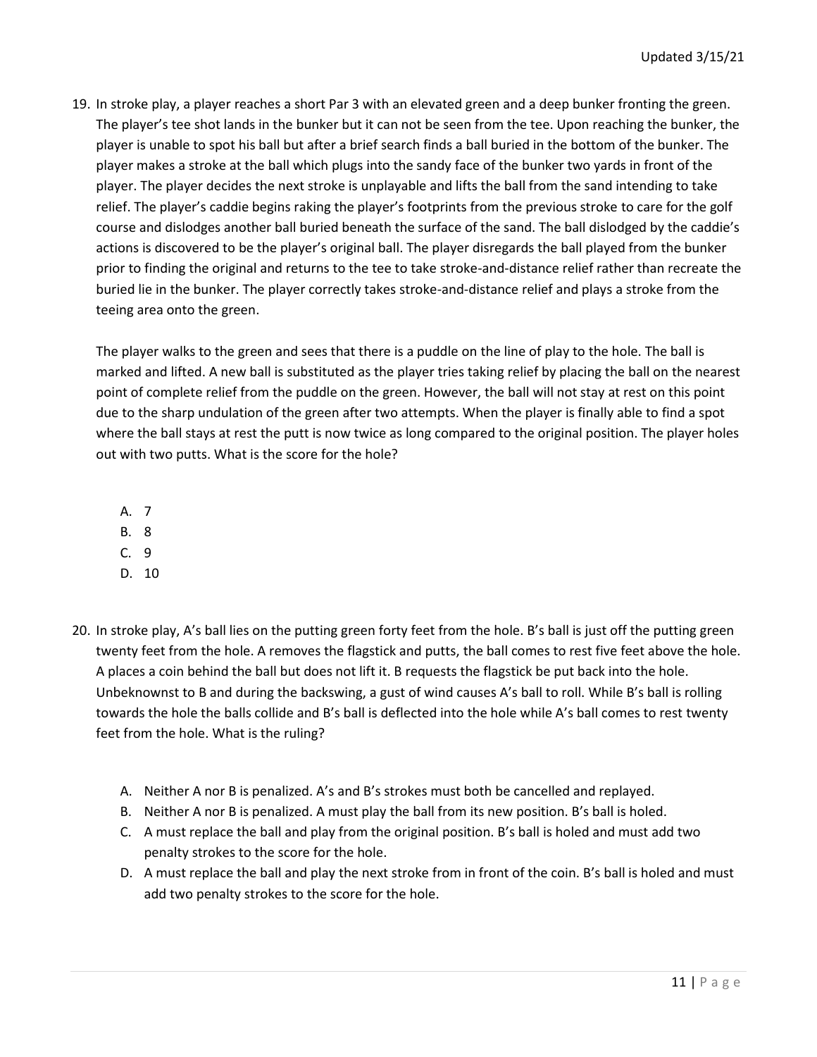19. In stroke play, a player reaches a short Par 3 with an elevated green and a deep bunker fronting the green. The player's tee shot lands in the bunker but it can not be seen from the tee. Upon reaching the bunker, the player is unable to spot his ball but after a brief search finds a ball buried in the bottom of the bunker. The player makes a stroke at the ball which plugs into the sandy face of the bunker two yards in front of the player. The player decides the next stroke is unplayable and lifts the ball from the sand intending to take relief. The player's caddie begins raking the player's footprints from the previous stroke to care for the golf course and dislodges another ball buried beneath the surface of the sand. The ball dislodged by the caddie's actions is discovered to be the player's original ball. The player disregards the ball played from the bunker prior to finding the original and returns to the tee to take stroke-and-distance relief rather than recreate the buried lie in the bunker. The player correctly takes stroke-and-distance relief and plays a stroke from the teeing area onto the green.

    The player walks to the green and sees that there is a puddle on the line of play to the hole. The ball is marked and lifted. A new ball is substituted as the player tries taking relief by placing the ball on the nearest point of complete relief from the puddle on the green. However, the ball will not stay at rest on this point due to the sharp undulation of the green after two attempts. When the player is finally able to find a spot where the ball stays at rest the putt is now twice as long compared to the original position. The player holes out with two putts. What is the score for the hole?

    A. 7
    B. 8
    C. 9
    D. 10

20. In stroke play, A's ball lies on the putting green forty feet from the hole. B's ball is just off the putting green twenty feet from the hole. A removes the flagstick and putts, the ball comes to rest five feet above the hole. A places a coin behind the ball but does not lift it. B requests the flagstick be put back into the hole. Unbeknownst to B and during the backswing, a gust of wind causes A's ball to roll. While B's ball is rolling towards the hole the balls collide and B's ball is deflected into the hole while A's ball comes to rest twenty feet from the hole. What is the ruling?

    A. Neither A nor B is penalized. A's and B's strokes must both be cancelled and replayed.
    B. Neither A nor B is penalized. A must play the ball from its new position. B's ball is holed.
    C. A must replace the ball and play from the original position. B's ball is holed and must add two penalty strokes to the score for the hole.
    D. A must replace the ball and play the next stroke from in front of the coin. B's ball is holed and must add two penalty strokes to the score for the hole.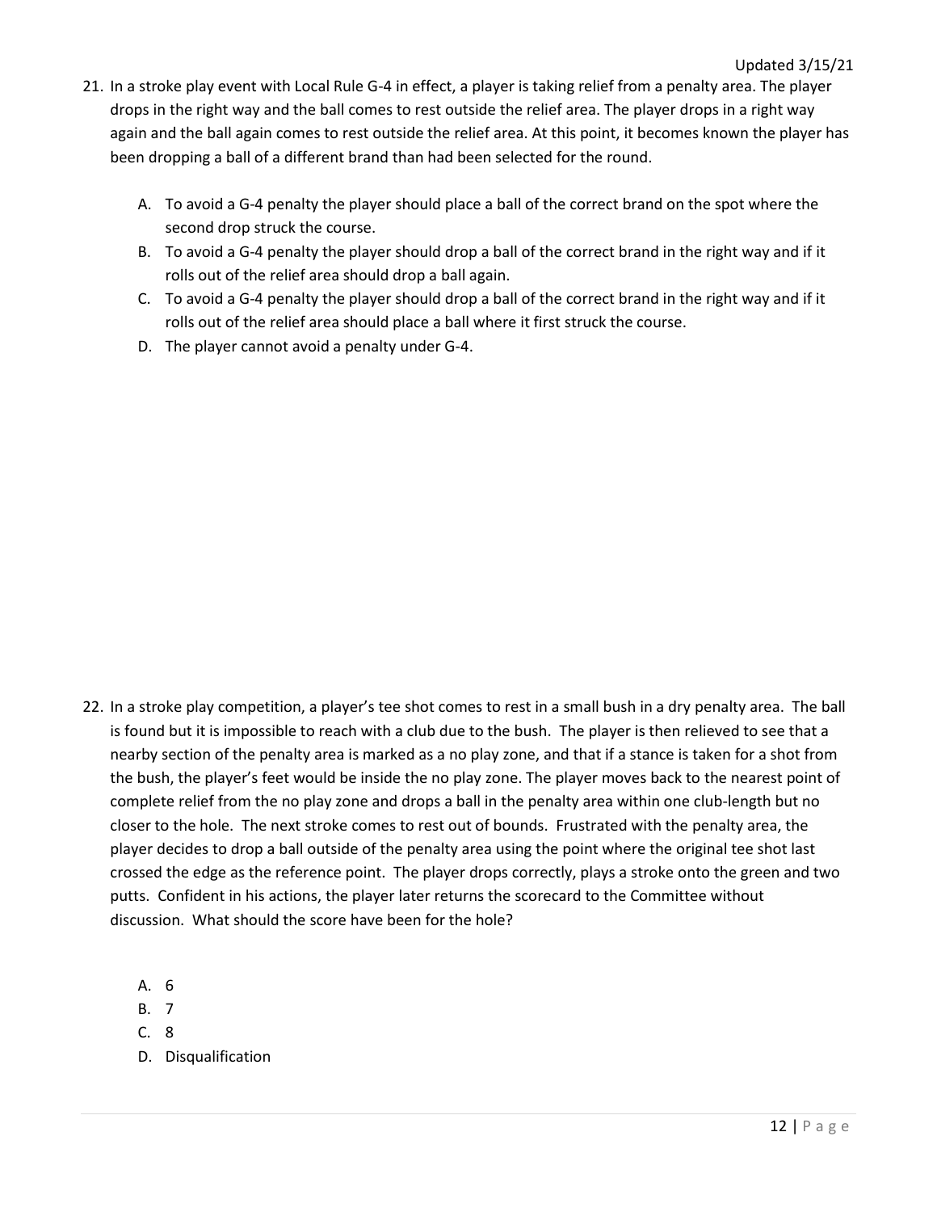21. In a stroke play event with Local Rule G-4 in effect, a player is taking relief from a penalty area. The player drops in the right way and the ball comes to rest outside the relief area. The player drops in a right way again and the ball again comes to rest outside the relief area. At this point, it becomes known the player has been dropping a ball of a different brand than had been selected for the round.

    A. To avoid a G-4 penalty the player should place a ball of the correct brand on the spot where the second drop struck the course.
    B. To avoid a G-4 penalty the player should drop a ball of the correct brand in the right way and if it rolls out of the relief area should drop a ball again.
    C. To avoid a G-4 penalty the player should drop a ball of the correct brand in the right way and if it rolls out of the relief area should place a ball where it first struck the course.
    D. The player cannot avoid a penalty under G-4.

22. In a stroke play competition, a player's tee shot comes to rest in a small bush in a dry penalty area. The ball is found but it is impossible to reach with a club due to the bush. The player is then relieved to see that a nearby section of the penalty area is marked as a no play zone, and that if a stance is taken for a shot from the bush, the player's feet would be inside the no play zone. The player moves back to the nearest point of complete relief from the no play zone and drops a ball in the penalty area within one club-length but no closer to the hole. The next stroke comes to rest out of bounds. Frustrated with the penalty area, the player decides to drop a ball outside of the penalty area using the point where the original tee shot last crossed the edge as the reference point. The player drops correctly, plays a stroke onto the green and two putts. Confident in his actions, the player later returns the scorecard to the Committee without discussion. What should the score have been for the hole?

    A. 6
    B. 7
    C. 8
    D. Disqualification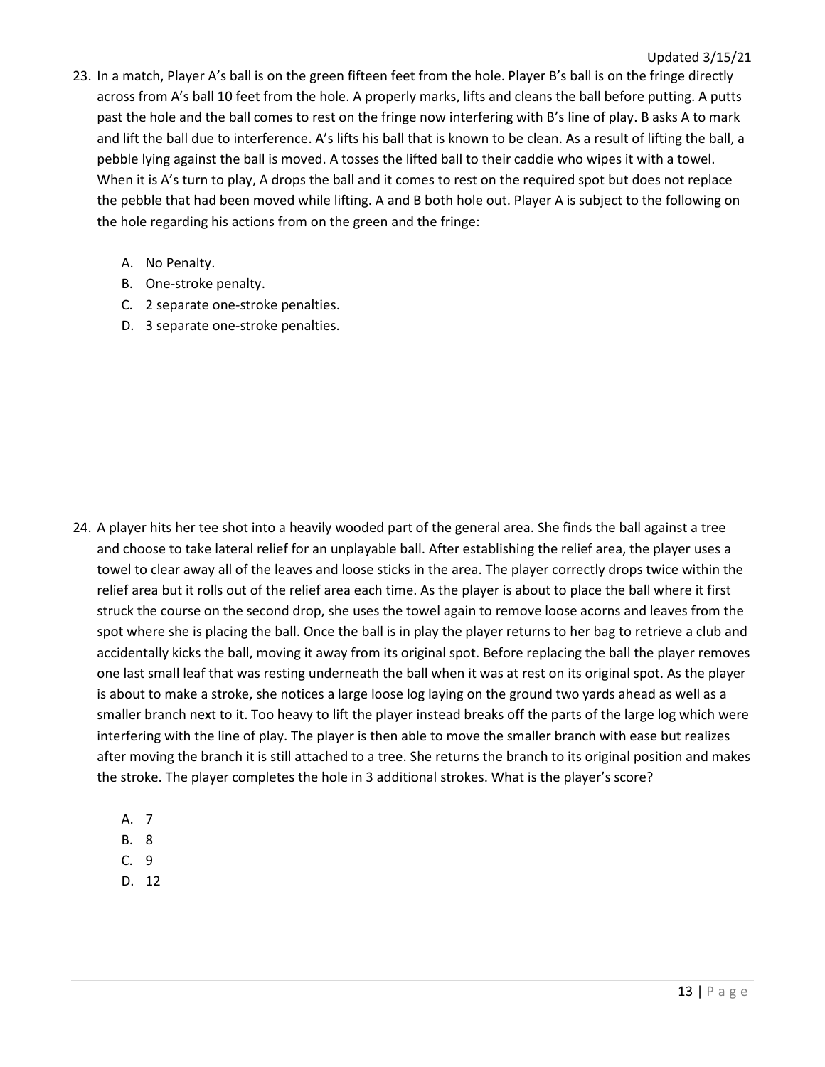23. In a match, Player A's ball is on the green fifteen feet from the hole. Player B's ball is on the fringe directly across from A's ball 10 feet from the hole. A properly marks, lifts and cleans the ball before putting. A putts past the hole and the ball comes to rest on the fringe now interfering with B's line of play. B asks A to mark and lift the ball due to interference. A's lifts his ball that is known to be clean. As a result of lifting the ball, a pebble lying against the ball is moved. A tosses the lifted ball to their caddie who wipes it with a towel. When it is A's turn to play, A drops the ball and it comes to rest on the required spot but does not replace the pebble that had been moved while lifting. A and B both hole out. Player A is subject to the following on the hole regarding his actions from on the green and the fringe:

    A. No Penalty.
    B. One-stroke penalty.
    C. 2 separate one-stroke penalties.
    D. 3 separate one-stroke penalties.

24. A player hits her tee shot into a heavily wooded part of the general area. She finds the ball against a tree and choose to take lateral relief for an unplayable ball. After establishing the relief area, the player uses a towel to clear away all of the leaves and loose sticks in the area. The player correctly drops twice within the relief area but it rolls out of the relief area each time. As the player is about to place the ball where it first struck the course on the second drop, she uses the towel again to remove loose acorns and leaves from the spot where she is placing the ball. Once the ball is in play the player returns to her bag to retrieve a club and accidentally kicks the ball, moving it away from its original spot. Before replacing the ball the player removes one last small leaf that was resting underneath the ball when it was at rest on its original spot. As the player is about to make a stroke, she notices a large loose log laying on the ground two yards ahead as well as a smaller branch next to it. Too heavy to lift the player instead breaks off the parts of the large log which were interfering with the line of play. The player is then able to move the smaller branch with ease but realizes after moving the branch it is still attached to a tree. She returns the branch to its original position and makes the stroke. The player completes the hole in 3 additional strokes. What is the player's score?

    A. 7
    B. 8
    C. 9
    D. 12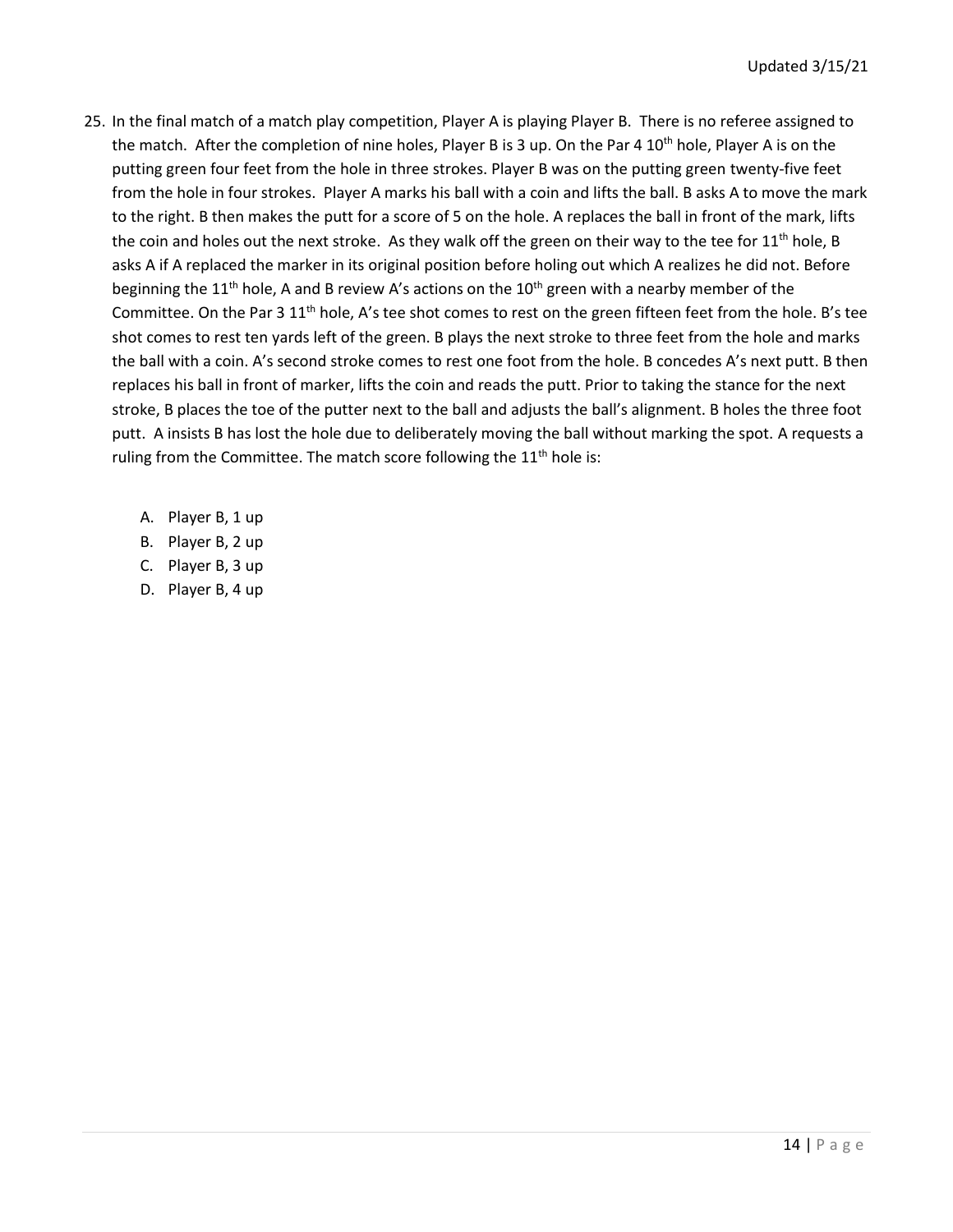25. In the final match of a match play competition, Player A is playing Player B. There is no referee assigned to the match. After the completion of nine holes, Player B is 3 up. On the Par 4 10th hole, Player A is on the putting green four feet from the hole in three strokes. Player B was on the putting green twenty-five feet from the hole in four strokes. Player A marks his ball with a coin and lifts the ball. B asks A to move the mark to the right. B then makes the putt for a score of 5 on the hole. A replaces the ball in front of the mark, lifts the coin and holes out the next stroke. As they walk off the green on their way to the tee for 11th hole, B asks A if A replaced the marker in its original position before holing out which A realizes he did not. Before beginning the 11th hole, A and B review A's actions on the 10th green with a nearby member of the Committee. On the Par 3 11th hole, A's tee shot comes to rest on the green fifteen feet from the hole. B's tee shot comes to rest ten yards left of the green. B plays the next stroke to three feet from the hole and marks the ball with a coin. A's second stroke comes to rest one foot from the hole. B concedes A's next putt. B then replaces his ball in front of marker, lifts the coin and reads the putt. Prior to taking the stance for the next stroke, B places the toe of the putter next to the ball and adjusts the ball's alignment. B holes the three foot putt. A insists B has lost the hole due to deliberately moving the ball without marking the spot. A requests a ruling from the Committee. The match score following the 11th hole is:

    A. Player B, 1 up
    B. Player B, 2 up
    C. Player B, 3 up
    D. Player B, 4 up